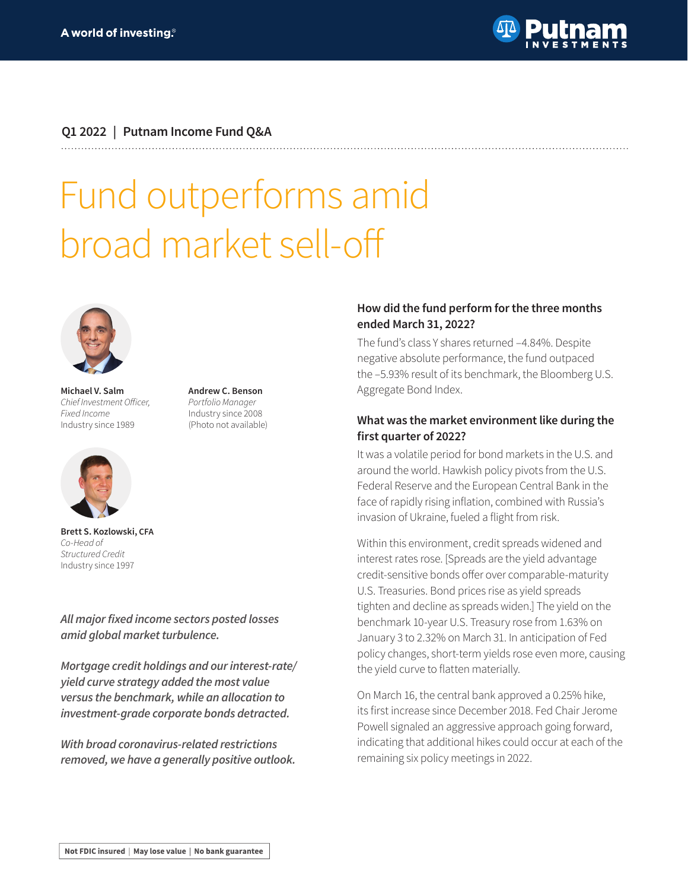A world of investing.®

Q1 2022 | Putnam Income Fund Q&A

# Fund outperforms amid broad market sell-off

**Michael V. Salm**
*Chief Investment Officer, Fixed Income*
Industry since 1989

**Andrew C. Benson**
*Portfolio Manager*
Industry since 2008
(Photo not available)

**Brett S. Kozlowski, CFA**
*Co-Head of Structured Credit*
Industry since 1997

***All major fixed income sectors posted losses amid global market turbulence.***

***Mortgage credit holdings and our interest-rate/yield curve strategy added the most value versus the benchmark, while an allocation to investment-grade corporate bonds detracted.***

***With broad coronavirus-related restrictions removed, we have a generally positive outlook.***

### How did the fund perform for the three months ended March 31, 2022?

The fund's class Y shares returned –4.84%. Despite negative absolute performance, the fund outpaced the –5.93% result of its benchmark, the Bloomberg U.S. Aggregate Bond Index.

### What was the market environment like during the first quarter of 2022?

It was a volatile period for bond markets in the U.S. and around the world. Hawkish policy pivots from the U.S. Federal Reserve and the European Central Bank in the face of rapidly rising inflation, combined with Russia's invasion of Ukraine, fueled a flight from risk.

Within this environment, credit spreads widened and interest rates rose. [Spreads are the yield advantage credit-sensitive bonds offer over comparable-maturity U.S. Treasuries. Bond prices rise as yield spreads tighten and decline as spreads widen.] The yield on the benchmark 10-year U.S. Treasury rose from 1.63% on January 3 to 2.32% on March 31. In anticipation of Fed policy changes, short-term yields rose even more, causing the yield curve to flatten materially.

On March 16, the central bank approved a 0.25% hike, its first increase since December 2018. Fed Chair Jerome Powell signaled an aggressive approach going forward, indicating that additional hikes could occur at each of the remaining six policy meetings in 2022.

Not FDIC insured | May lose value | No bank guarantee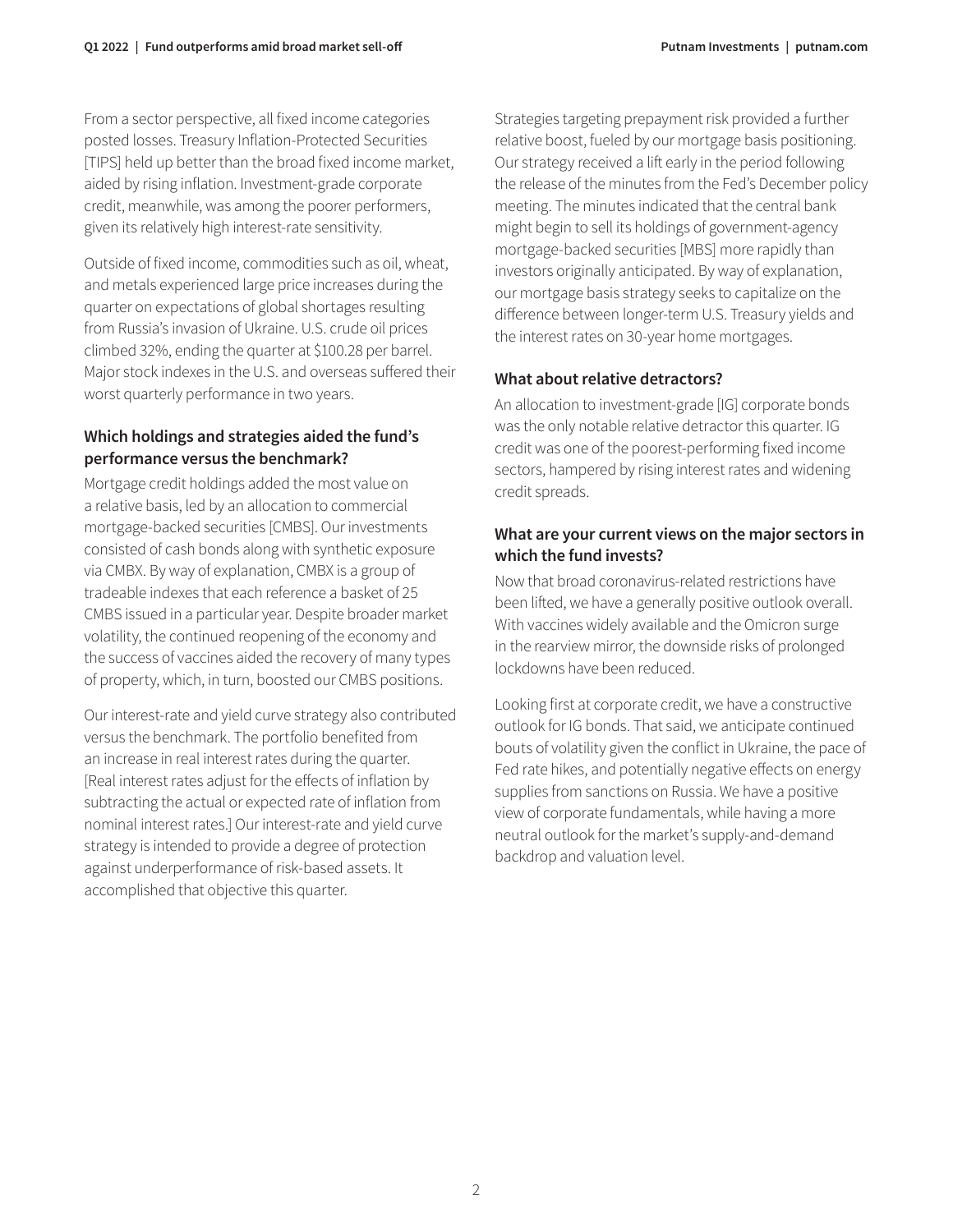From a sector perspective, all fixed income categories posted losses. Treasury Inflation-Protected Securities [TIPS] held up better than the broad fixed income market, aided by rising inflation. Investment-grade corporate credit, meanwhile, was among the poorer performers, given its relatively high interest-rate sensitivity.

Outside of fixed income, commodities such as oil, wheat, and metals experienced large price increases during the quarter on expectations of global shortages resulting from Russia's invasion of Ukraine. U.S. crude oil prices climbed 32%, ending the quarter at $100.28 per barrel. Major stock indexes in the U.S. and overseas suffered their worst quarterly performance in two years.

### Which holdings and strategies aided the fund's performance versus the benchmark?

Mortgage credit holdings added the most value on a relative basis, led by an allocation to commercial mortgage-backed securities [CMBS]. Our investments consisted of cash bonds along with synthetic exposure via CMBX. By way of explanation, CMBX is a group of tradeable indexes that each reference a basket of 25 CMBS issued in a particular year. Despite broader market volatility, the continued reopening of the economy and the success of vaccines aided the recovery of many types of property, which, in turn, boosted our CMBS positions.

Our interest-rate and yield curve strategy also contributed versus the benchmark. The portfolio benefited from an increase in real interest rates during the quarter. [Real interest rates adjust for the effects of inflation by subtracting the actual or expected rate of inflation from nominal interest rates.] Our interest-rate and yield curve strategy is intended to provide a degree of protection against underperformance of risk-based assets. It accomplished that objective this quarter.

Strategies targeting prepayment risk provided a further relative boost, fueled by our mortgage basis positioning. Our strategy received a lift early in the period following the release of the minutes from the Fed's December policy meeting. The minutes indicated that the central bank might begin to sell its holdings of government-agency mortgage-backed securities [MBS] more rapidly than investors originally anticipated. By way of explanation, our mortgage basis strategy seeks to capitalize on the difference between longer-term U.S. Treasury yields and the interest rates on 30-year home mortgages.

### What about relative detractors?

An allocation to investment-grade [IG] corporate bonds was the only notable relative detractor this quarter. IG credit was one of the poorest-performing fixed income sectors, hampered by rising interest rates and widening credit spreads.

### What are your current views on the major sectors in which the fund invests?

Now that broad coronavirus-related restrictions have been lifted, we have a generally positive outlook overall. With vaccines widely available and the Omicron surge in the rearview mirror, the downside risks of prolonged lockdowns have been reduced.

Looking first at corporate credit, we have a constructive outlook for IG bonds. That said, we anticipate continued bouts of volatility given the conflict in Ukraine, the pace of Fed rate hikes, and potentially negative effects on energy supplies from sanctions on Russia. We have a positive view of corporate fundamentals, while having a more neutral outlook for the market's supply-and-demand backdrop and valuation level.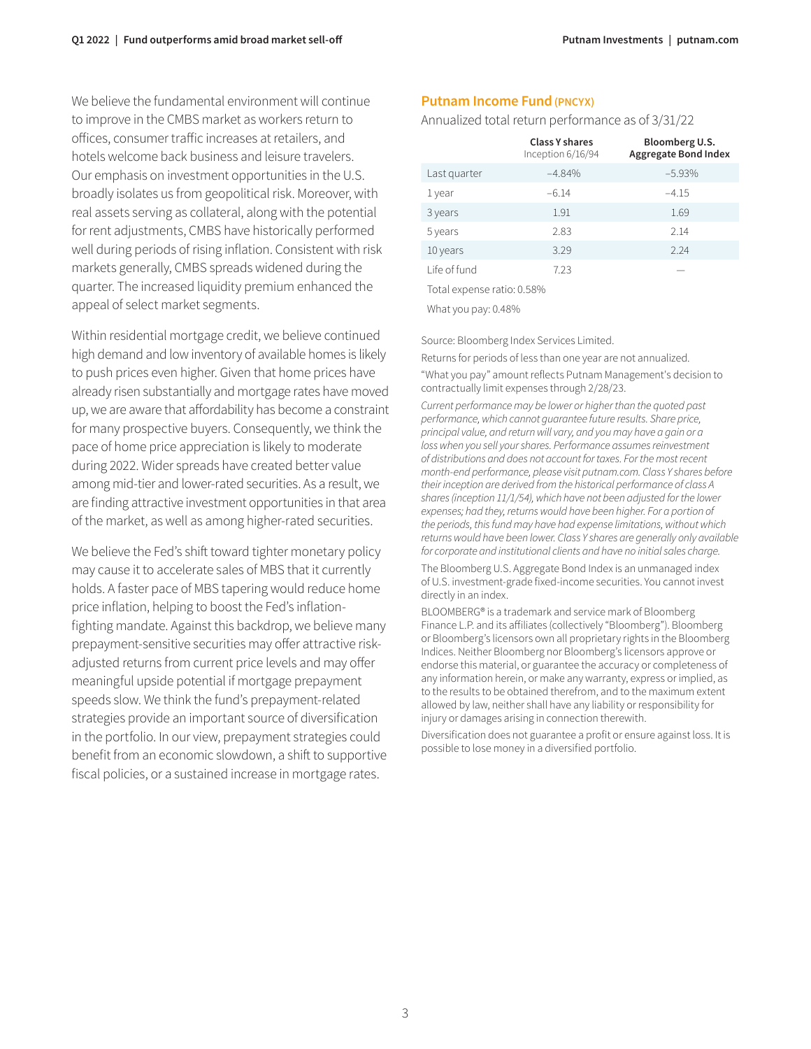We believe the fundamental environment will continue to improve in the CMBS market as workers return to offices, consumer traffic increases at retailers, and hotels welcome back business and leisure travelers. Our emphasis on investment opportunities in the U.S. broadly isolates us from geopolitical risk. Moreover, with real assets serving as collateral, along with the potential for rent adjustments, CMBS have historically performed well during periods of rising inflation. Consistent with risk markets generally, CMBS spreads widened during the quarter. The increased liquidity premium enhanced the appeal of select market segments.

Within residential mortgage credit, we believe continued high demand and low inventory of available homes is likely to push prices even higher. Given that home prices have already risen substantially and mortgage rates have moved up, we are aware that affordability has become a constraint for many prospective buyers. Consequently, we think the pace of home price appreciation is likely to moderate during 2022. Wider spreads have created better value among mid-tier and lower-rated securities. As a result, we are finding attractive investment opportunities in that area of the market, as well as among higher-rated securities.

We believe the Fed's shift toward tighter monetary policy may cause it to accelerate sales of MBS that it currently holds. A faster pace of MBS tapering would reduce home price inflation, helping to boost the Fed's inflation-fighting mandate. Against this backdrop, we believe many prepayment-sensitive securities may offer attractive risk-adjusted returns from current price levels and may offer meaningful upside potential if mortgage prepayment speeds slow. We think the fund's prepayment-related strategies provide an important source of diversification in the portfolio. In our view, prepayment strategies could benefit from an economic slowdown, a shift to supportive fiscal policies, or a sustained increase in mortgage rates.

## Putnam Income Fund (PNCYX)

Annualized total return performance as of 3/31/22

| | Class Y shares Inception 6/16/94 | Bloomberg U.S. Aggregate Bond Index |
|---|---|---|
| Last quarter | –4.84% | –5.93% |
| 1 year | –6.14 | –4.15 |
| 3 years | 1.91 | 1.69 |
| 5 years | 2.83 | 2.14 |
| 10 years | 3.29 | 2.24 |
| Life of fund | 7.23 | — |

Total expense ratio: 0.58%

What you pay: 0.48%

Source: Bloomberg Index Services Limited.

Returns for periods of less than one year are not annualized.

"What you pay" amount reflects Putnam Management's decision to contractually limit expenses through 2/28/23.

*Current performance may be lower or higher than the quoted past performance, which cannot guarantee future results. Share price, principal value, and return will vary, and you may have a gain or a loss when you sell your shares. Performance assumes reinvestment of distributions and does not account for taxes. For the most recent month-end performance, please visit putnam.com. Class Y shares before their inception are derived from the historical performance of class A shares (inception 11/1/54), which have not been adjusted for the lower expenses; had they, returns would have been higher. For a portion of the periods, this fund may have had expense limitations, without which returns would have been lower. Class Y shares are generally only available for corporate and institutional clients and have no initial sales charge.*

The Bloomberg U.S. Aggregate Bond Index is an unmanaged index of U.S. investment-grade fixed-income securities. You cannot invest directly in an index.

BLOOMBERG® is a trademark and service mark of Bloomberg Finance L.P. and its affiliates (collectively "Bloomberg"). Bloomberg or Bloomberg's licensors own all proprietary rights in the Bloomberg Indices. Neither Bloomberg nor Bloomberg's licensors approve or endorse this material, or guarantee the accuracy or completeness of any information herein, or make any warranty, express or implied, as to the results to be obtained therefrom, and to the maximum extent allowed by law, neither shall have any liability or responsibility for injury or damages arising in connection therewith.

Diversification does not guarantee a profit or ensure against loss. It is possible to lose money in a diversified portfolio.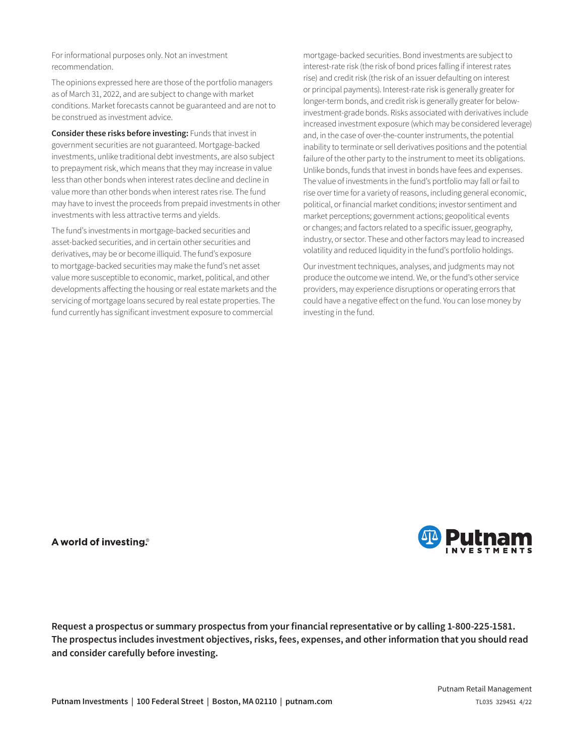For informational purposes only. Not an investment recommendation.

The opinions expressed here are those of the portfolio managers as of March 31, 2022, and are subject to change with market conditions. Market forecasts cannot be guaranteed and are not to be construed as investment advice.

**Consider these risks before investing:** Funds that invest in government securities are not guaranteed. Mortgage-backed investments, unlike traditional debt investments, are also subject to prepayment risk, which means that they may increase in value less than other bonds when interest rates decline and decline in value more than other bonds when interest rates rise. The fund may have to invest the proceeds from prepaid investments in other investments with less attractive terms and yields.

The fund's investments in mortgage-backed securities and asset-backed securities, and in certain other securities and derivatives, may be or become illiquid. The fund's exposure to mortgage-backed securities may make the fund's net asset value more susceptible to economic, market, political, and other developments affecting the housing or real estate markets and the servicing of mortgage loans secured by real estate properties. The fund currently has significant investment exposure to commercial mortgage-backed securities. Bond investments are subject to interest-rate risk (the risk of bond prices falling if interest rates rise) and credit risk (the risk of an issuer defaulting on interest or principal payments). Interest-rate risk is generally greater for longer-term bonds, and credit risk is generally greater for below-investment-grade bonds. Risks associated with derivatives include increased investment exposure (which may be considered leverage) and, in the case of over-the-counter instruments, the potential inability to terminate or sell derivatives positions and the potential failure of the other party to the instrument to meet its obligations. Unlike bonds, funds that invest in bonds have fees and expenses. The value of investments in the fund's portfolio may fall or fail to rise over time for a variety of reasons, including general economic, political, or financial market conditions; investor sentiment and market perceptions; government actions; geopolitical events or changes; and factors related to a specific issuer, geography, industry, or sector. These and other factors may lead to increased volatility and reduced liquidity in the fund's portfolio holdings.

Our investment techniques, analyses, and judgments may not produce the outcome we intend. We, or the fund's other service providers, may experience disruptions or operating errors that could have a negative effect on the fund. You can lose money by investing in the fund.

**A world of investing.**®

Putnam INVESTMENTS

**Request a prospectus or summary prospectus from your financial representative or by calling 1-800-225-1581. The prospectus includes investment objectives, risks, fees, expenses, and other information that you should read and consider carefully before investing.**

Putnam Retail Management

**Putnam Investments | 100 Federal Street | Boston, MA 02110 | putnam.com**

TL035 329451 4/22